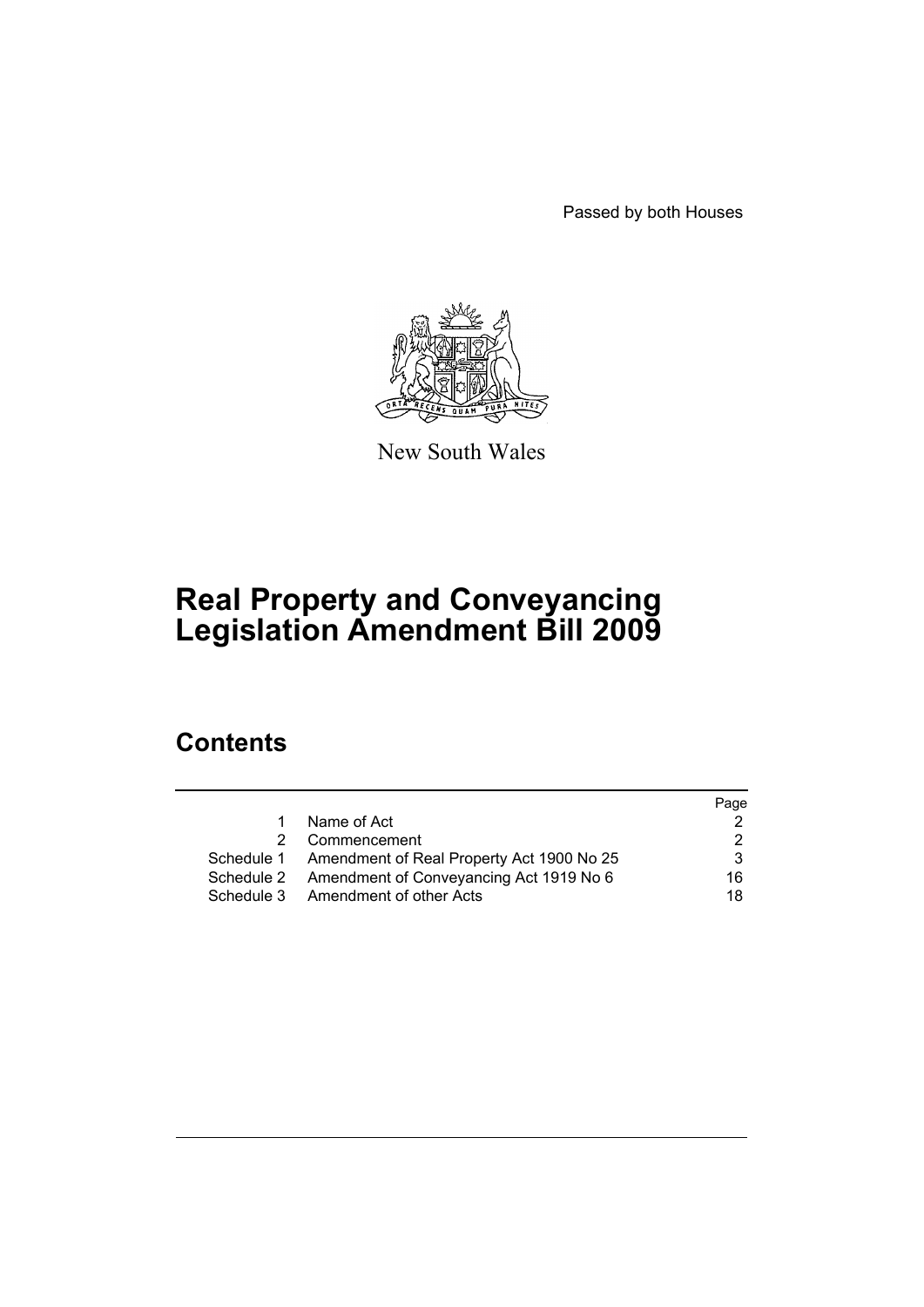Passed by both Houses

New South Wales

# Real Property and Conveyancing Legislation Amendment Bill 2009

## Contents

| | | Page |
|---|---|---|
| 1 | Name of Act | 2 |
| 2 | Commencement | 2 |
| Schedule 1 | Amendment of Real Property Act 1900 No 25 | 3 |
| Schedule 2 | Amendment of Conveyancing Act 1919 No 6 | 16 |
| Schedule 3 | Amendment of other Acts | 18 |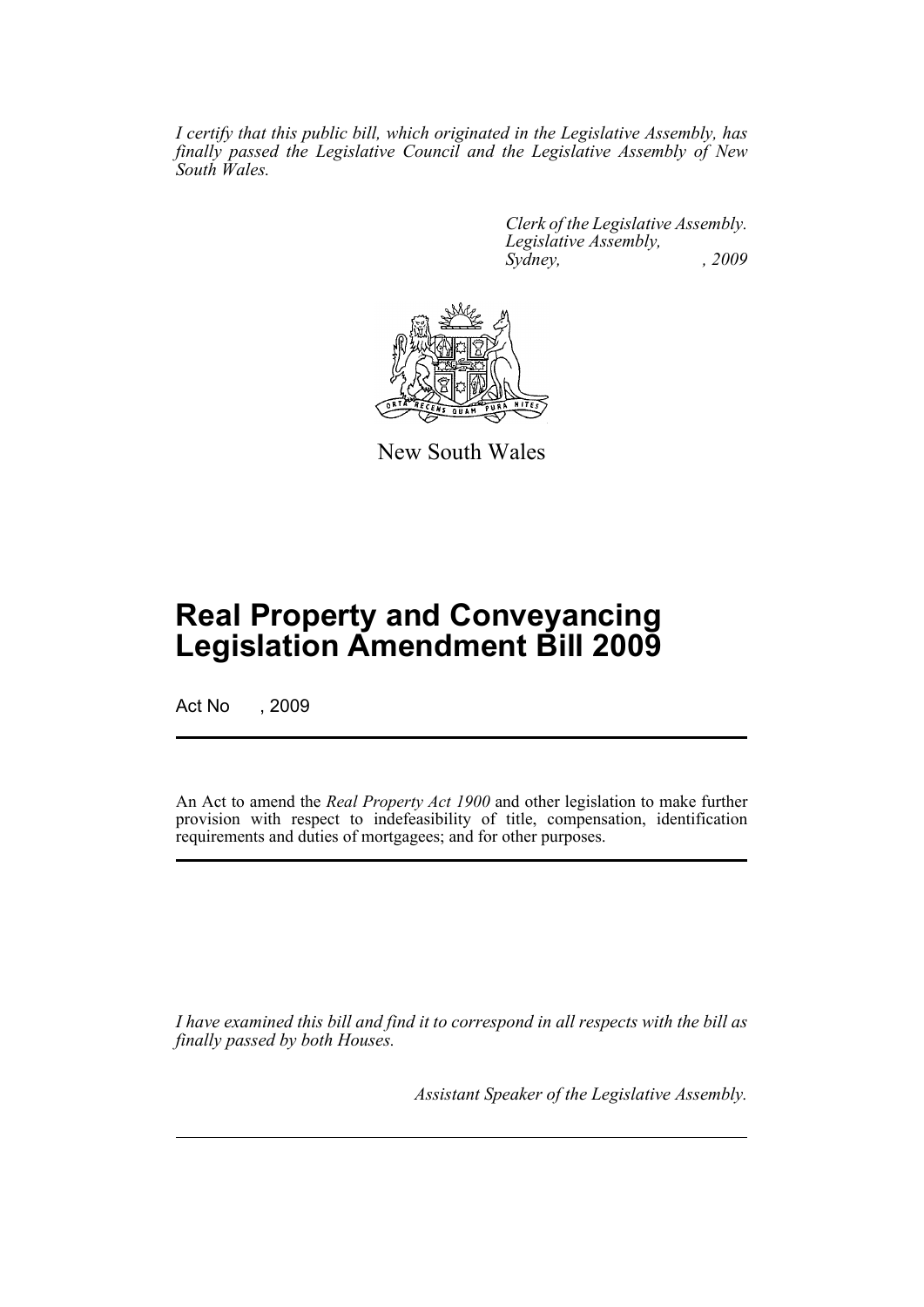*I certify that this public bill, which originated in the Legislative Assembly, has finally passed the Legislative Council and the Legislative Assembly of New South Wales.*

*Clerk of the Legislative Assembly.*
*Legislative Assembly,*
*Sydney, , 2009*

New South Wales

# Real Property and Conveyancing Legislation Amendment Bill 2009

Act No , 2009

An Act to amend the *Real Property Act 1900* and other legislation to make further provision with respect to indefeasibility of title, compensation, identification requirements and duties of mortgagees; and for other purposes.

*I have examined this bill and find it to correspond in all respects with the bill as finally passed by both Houses.*

*Assistant Speaker of the Legislative Assembly.*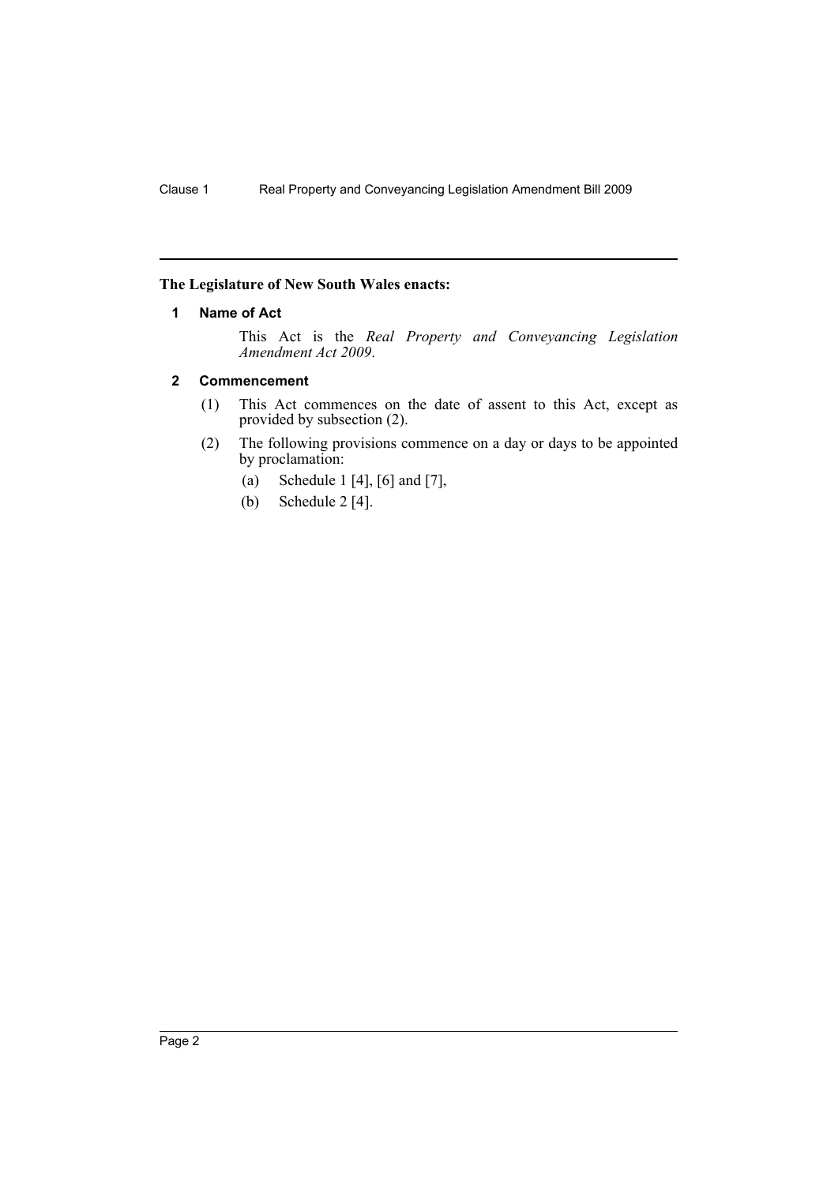**The Legislature of New South Wales enacts:**

### 1 Name of Act

This Act is the *Real Property and Conveyancing Legislation Amendment Act 2009*.

### 2 Commencement

(1) This Act commences on the date of assent to this Act, except as provided by subsection (2).

(2) The following provisions commence on a day or days to be appointed by proclamation:

- (a) Schedule 1 [4], [6] and [7],
- (b) Schedule 2 [4].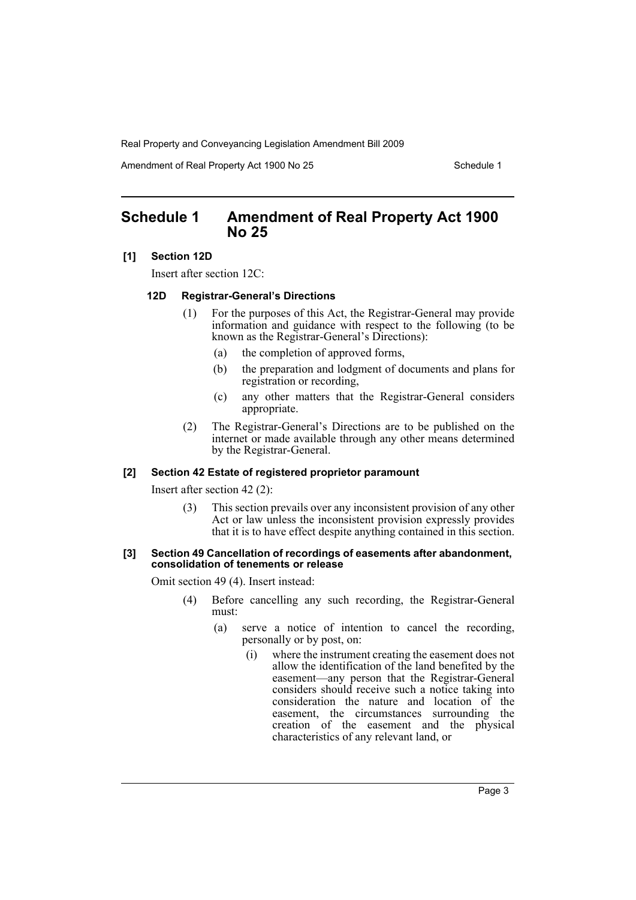## Schedule 1 Amendment of Real Property Act 1900 No 25

**[1] Section 12D**

Insert after section 12C:

**12D Registrar-General's Directions**

(1) For the purposes of this Act, the Registrar-General may provide information and guidance with respect to the following (to be known as the Registrar-General's Directions):

(a) the completion of approved forms,

(b) the preparation and lodgment of documents and plans for registration or recording,

(c) any other matters that the Registrar-General considers appropriate.

(2) The Registrar-General's Directions are to be published on the internet or made available through any other means determined by the Registrar-General.

**[2] Section 42 Estate of registered proprietor paramount**

Insert after section 42 (2):

(3) This section prevails over any inconsistent provision of any other Act or law unless the inconsistent provision expressly provides that it is to have effect despite anything contained in this section.

**[3] Section 49 Cancellation of recordings of easements after abandonment, consolidation of tenements or release**

Omit section 49 (4). Insert instead:

(4) Before cancelling any such recording, the Registrar-General must:

(a) serve a notice of intention to cancel the recording, personally or by post, on:

(i) where the instrument creating the easement does not allow the identification of the land benefited by the easement—any person that the Registrar-General considers should receive such a notice taking into consideration the nature and location of the easement, the circumstances surrounding the creation of the easement and the physical characteristics of any relevant land, or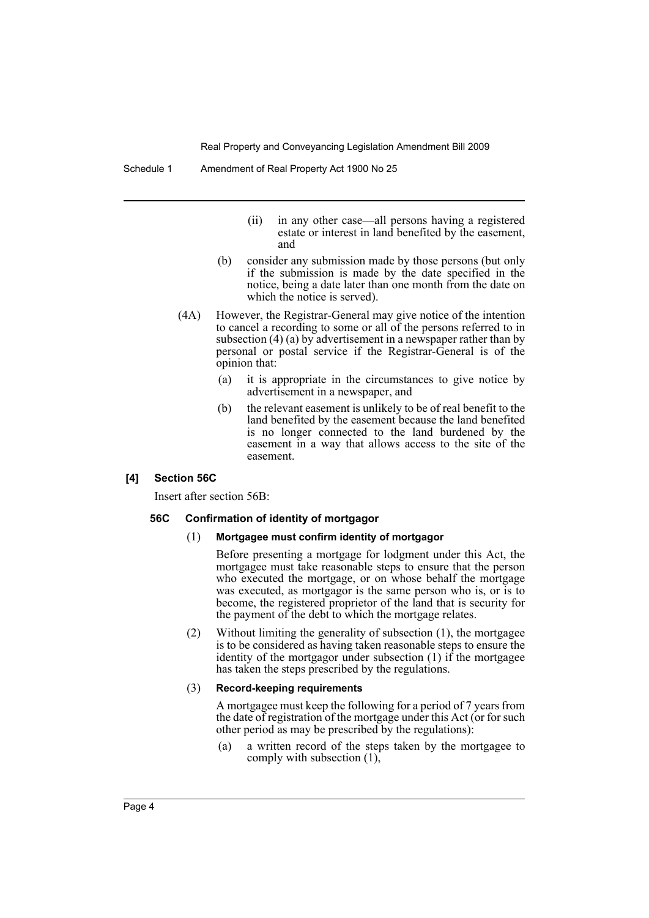(ii) in any other case—all persons having a registered estate or interest in land benefited by the easement, and

(b) consider any submission made by those persons (but only if the submission is made by the date specified in the notice, being a date later than one month from the date on which the notice is served).

(4A) However, the Registrar-General may give notice of the intention to cancel a recording to some or all of the persons referred to in subsection (4) (a) by advertisement in a newspaper rather than by personal or postal service if the Registrar-General is of the opinion that:

(a) it is appropriate in the circumstances to give notice by advertisement in a newspaper, and

(b) the relevant easement is unlikely to be of real benefit to the land benefited by the easement because the land benefited is no longer connected to the land burdened by the easement in a way that allows access to the site of the easement.

**[4] Section 56C**

Insert after section 56B:

**56C Confirmation of identity of mortgagor**

(1) **Mortgagee must confirm identity of mortgagor**

Before presenting a mortgage for lodgment under this Act, the mortgagee must take reasonable steps to ensure that the person who executed the mortgage, or on whose behalf the mortgage was executed, as mortgagor is the same person who is, or is to become, the registered proprietor of the land that is security for the payment of the debt to which the mortgage relates.

(2) Without limiting the generality of subsection (1), the mortgagee is to be considered as having taken reasonable steps to ensure the identity of the mortgagor under subsection (1) if the mortgagee has taken the steps prescribed by the regulations.

(3) **Record-keeping requirements**

A mortgagee must keep the following for a period of 7 years from the date of registration of the mortgage under this Act (or for such other period as may be prescribed by the regulations):

(a) a written record of the steps taken by the mortgagee to comply with subsection (1),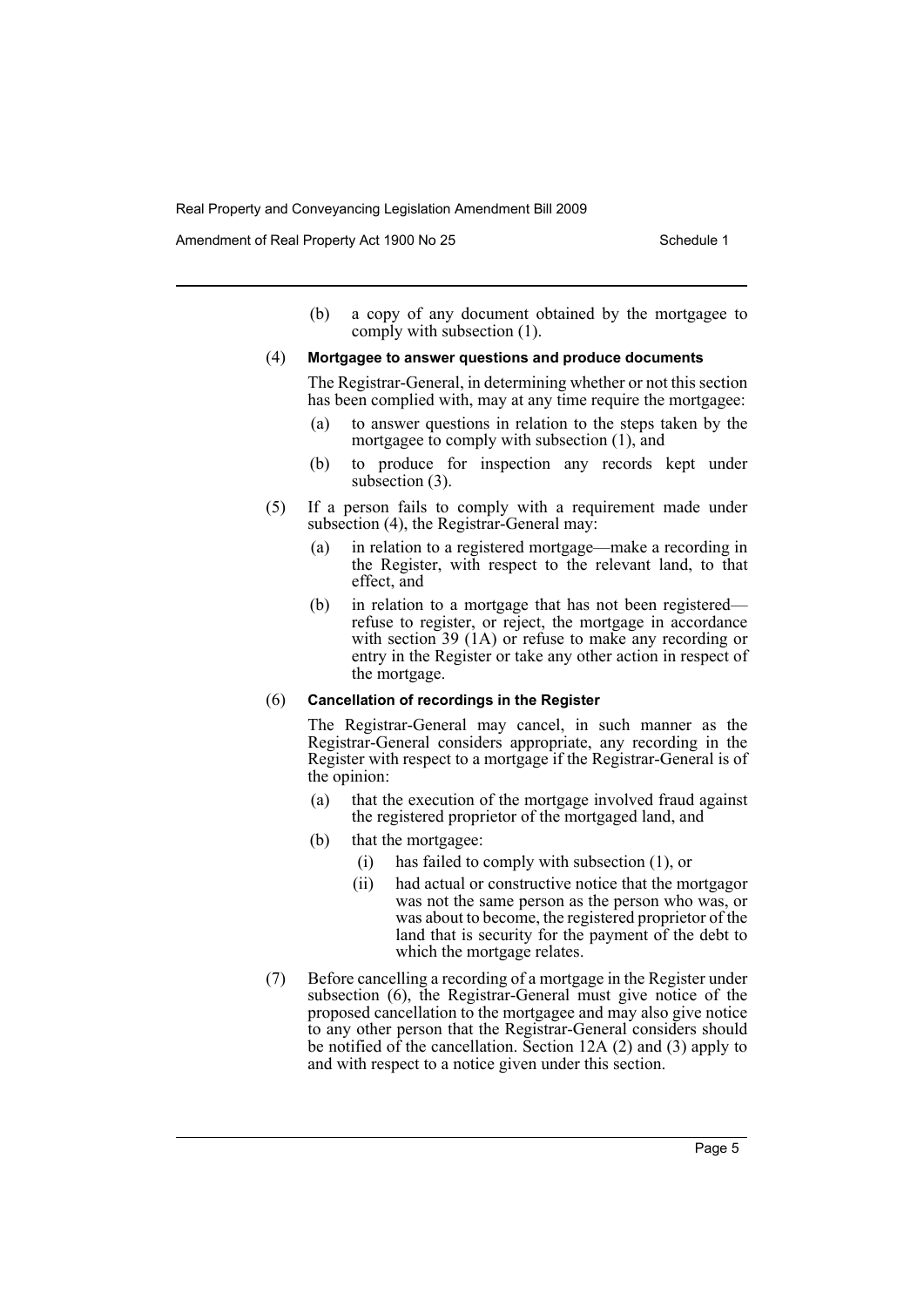(b) a copy of any document obtained by the mortgagee to comply with subsection (1).

(4) **Mortgagee to answer questions and produce documents**

The Registrar-General, in determining whether or not this section has been complied with, may at any time require the mortgagee:

(a) to answer questions in relation to the steps taken by the mortgagee to comply with subsection (1), and

(b) to produce for inspection any records kept under subsection (3).

(5) If a person fails to comply with a requirement made under subsection (4), the Registrar-General may:

(a) in relation to a registered mortgage—make a recording in the Register, with respect to the relevant land, to that effect, and

(b) in relation to a mortgage that has not been registered—refuse to register, or reject, the mortgage in accordance with section 39 (1A) or refuse to make any recording or entry in the Register or take any other action in respect of the mortgage.

(6) **Cancellation of recordings in the Register**

The Registrar-General may cancel, in such manner as the Registrar-General considers appropriate, any recording in the Register with respect to a mortgage if the Registrar-General is of the opinion:

(a) that the execution of the mortgage involved fraud against the registered proprietor of the mortgaged land, and

(b) that the mortgagee:

(i) has failed to comply with subsection (1), or

(ii) had actual or constructive notice that the mortgagor was not the same person as the person who was, or was about to become, the registered proprietor of the land that is security for the payment of the debt to which the mortgage relates.

(7) Before cancelling a recording of a mortgage in the Register under subsection (6), the Registrar-General must give notice of the proposed cancellation to the mortgagee and may also give notice to any other person that the Registrar-General considers should be notified of the cancellation. Section 12A (2) and (3) apply to and with respect to a notice given under this section.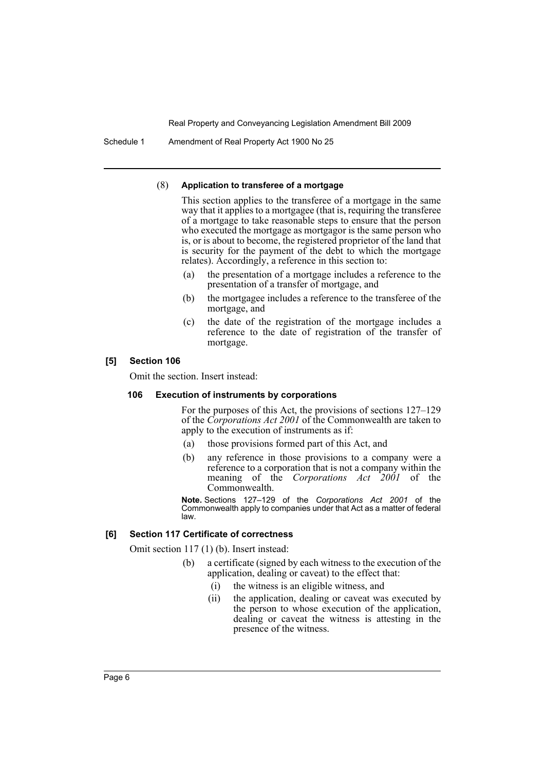(8) **Application to transferee of a mortgage**

This section applies to the transferee of a mortgage in the same way that it applies to a mortgagee (that is, requiring the transferee of a mortgage to take reasonable steps to ensure that the person who executed the mortgage as mortgagor is the same person who is, or is about to become, the registered proprietor of the land that is security for the payment of the debt to which the mortgage relates). Accordingly, a reference in this section to:

(a) the presentation of a mortgage includes a reference to the presentation of a transfer of mortgage, and

(b) the mortgagee includes a reference to the transferee of the mortgage, and

(c) the date of the registration of the mortgage includes a reference to the date of registration of the transfer of mortgage.

### [5] Section 106

Omit the section. Insert instead:

#### 106 Execution of instruments by corporations

For the purposes of this Act, the provisions of sections 127–129 of the *Corporations Act 2001* of the Commonwealth are taken to apply to the execution of instruments as if:

(a) those provisions formed part of this Act, and

(b) any reference in those provisions to a company were a reference to a corporation that is not a company within the meaning of the *Corporations Act 2001* of the Commonwealth.

**Note.** Sections 127–129 of the *Corporations Act 2001* of the Commonwealth apply to companies under that Act as a matter of federal law.

### [6] Section 117 Certificate of correctness

Omit section 117 (1) (b). Insert instead:

(b) a certificate (signed by each witness to the execution of the application, dealing or caveat) to the effect that:

(i) the witness is an eligible witness, and

(ii) the application, dealing or caveat was executed by the person to whose execution of the application, dealing or caveat the witness is attesting in the presence of the witness.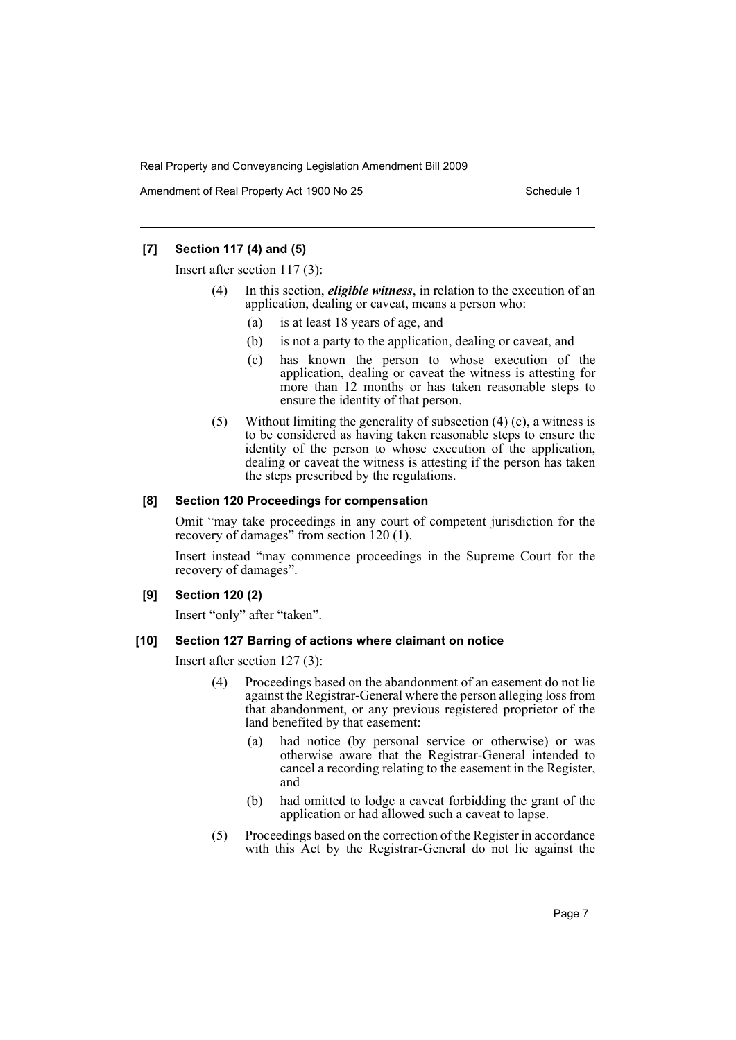### [7] Section 117 (4) and (5)

Insert after section 117 (3):

(4) In this section, ***eligible witness***, in relation to the execution of an application, dealing or caveat, means a person who:

- (a) is at least 18 years of age, and
- (b) is not a party to the application, dealing or caveat, and
- (c) has known the person to whose execution of the application, dealing or caveat the witness is attesting for more than 12 months or has taken reasonable steps to ensure the identity of that person.

(5) Without limiting the generality of subsection (4) (c), a witness is to be considered as having taken reasonable steps to ensure the identity of the person to whose execution of the application, dealing or caveat the witness is attesting if the person has taken the steps prescribed by the regulations.

### [8] Section 120 Proceedings for compensation

Omit "may take proceedings in any court of competent jurisdiction for the recovery of damages" from section 120 (1).

Insert instead "may commence proceedings in the Supreme Court for the recovery of damages".

### [9] Section 120 (2)

Insert "only" after "taken".

### [10] Section 127 Barring of actions where claimant on notice

Insert after section 127 (3):

(4) Proceedings based on the abandonment of an easement do not lie against the Registrar-General where the person alleging loss from that abandonment, or any previous registered proprietor of the land benefited by that easement:

- (a) had notice (by personal service or otherwise) or was otherwise aware that the Registrar-General intended to cancel a recording relating to the easement in the Register, and
- (b) had omitted to lodge a caveat forbidding the grant of the application or had allowed such a caveat to lapse.

(5) Proceedings based on the correction of the Register in accordance with this Act by the Registrar-General do not lie against the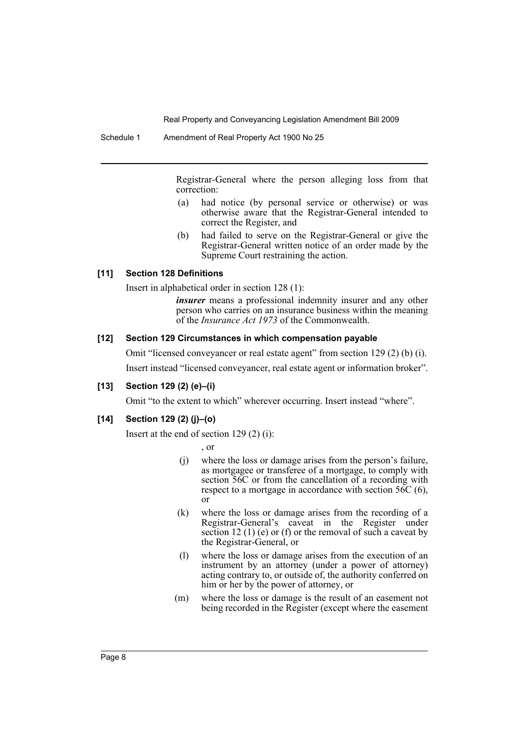Registrar-General where the person alleging loss from that correction:

(a) had notice (by personal service or otherwise) or was otherwise aware that the Registrar-General intended to correct the Register, and

(b) had failed to serve on the Registrar-General or give the Registrar-General written notice of an order made by the Supreme Court restraining the action.

**[11] Section 128 Definitions**

Insert in alphabetical order in section 128 (1):

***insurer*** means a professional indemnity insurer and any other person who carries on an insurance business within the meaning of the *Insurance Act 1973* of the Commonwealth.

**[12] Section 129 Circumstances in which compensation payable**

Omit "licensed conveyancer or real estate agent" from section 129 (2) (b) (i).

Insert instead "licensed conveyancer, real estate agent or information broker".

**[13] Section 129 (2) (e)–(i)**

Omit "to the extent to which" wherever occurring. Insert instead "where".

**[14] Section 129 (2) (j)–(o)**

Insert at the end of section 129 (2) (i):

, or

(j) where the loss or damage arises from the person's failure, as mortgagee or transferee of a mortgage, to comply with section 56C or from the cancellation of a recording with respect to a mortgage in accordance with section 56C (6), or

(k) where the loss or damage arises from the recording of a Registrar-General's caveat in the Register under section 12 (1) (e) or (f) or the removal of such a caveat by the Registrar-General, or

(l) where the loss or damage arises from the execution of an instrument by an attorney (under a power of attorney) acting contrary to, or outside of, the authority conferred on him or her by the power of attorney, or

(m) where the loss or damage is the result of an easement not being recorded in the Register (except where the easement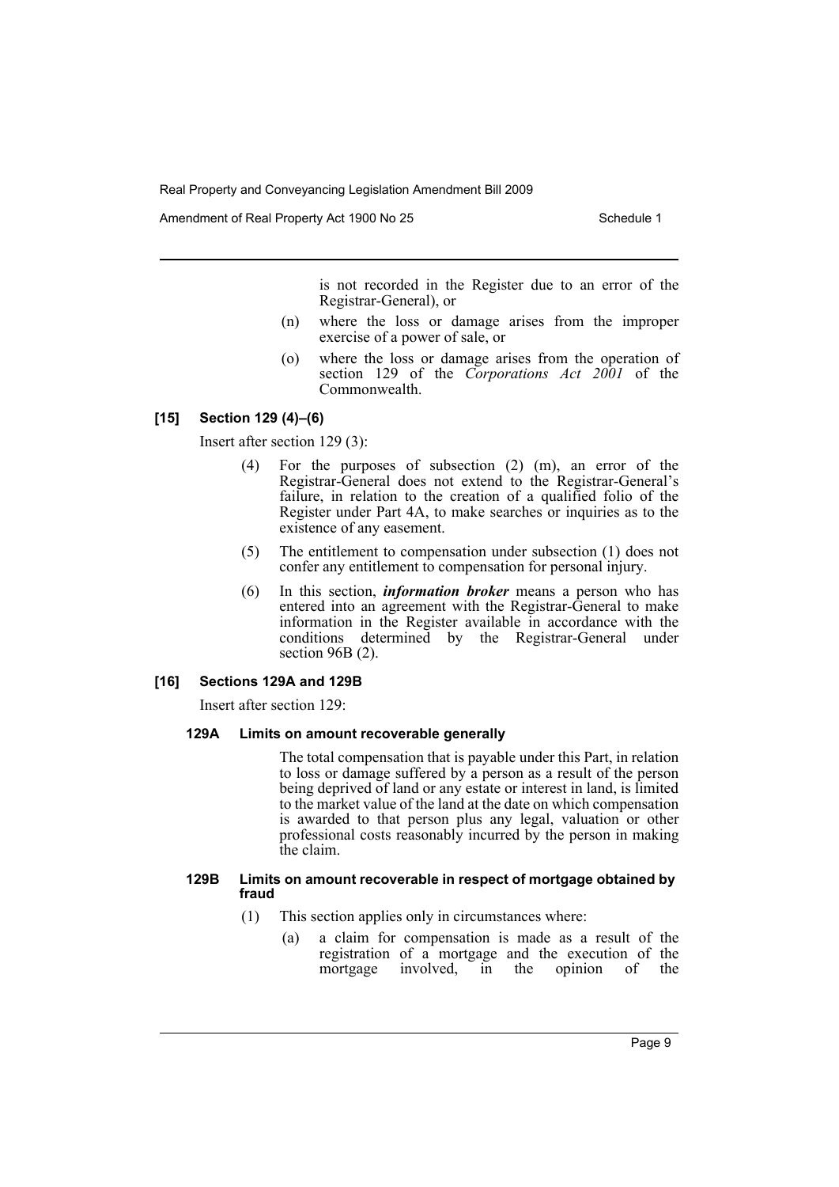is not recorded in the Register due to an error of the Registrar-General), or

(n) where the loss or damage arises from the improper exercise of a power of sale, or

(o) where the loss or damage arises from the operation of section 129 of the *Corporations Act 2001* of the Commonwealth.

### [15] Section 129 (4)–(6)

Insert after section 129 (3):

(4) For the purposes of subsection (2) (m), an error of the Registrar-General does not extend to the Registrar-General's failure, in relation to the creation of a qualified folio of the Register under Part 4A, to make searches or inquiries as to the existence of any easement.

(5) The entitlement to compensation under subsection (1) does not confer any entitlement to compensation for personal injury.

(6) In this section, ***information broker*** means a person who has entered into an agreement with the Registrar-General to make information in the Register available in accordance with the conditions determined by the Registrar-General under section 96B (2).

### [16] Sections 129A and 129B

Insert after section 129:

#### 129A Limits on amount recoverable generally

The total compensation that is payable under this Part, in relation to loss or damage suffered by a person as a result of the person being deprived of land or any estate or interest in land, is limited to the market value of the land at the date on which compensation is awarded to that person plus any legal, valuation or other professional costs reasonably incurred by the person in making the claim.

#### 129B Limits on amount recoverable in respect of mortgage obtained by fraud

(1) This section applies only in circumstances where:

(a) a claim for compensation is made as a result of the registration of a mortgage and the execution of the mortgage involved, in the opinion of the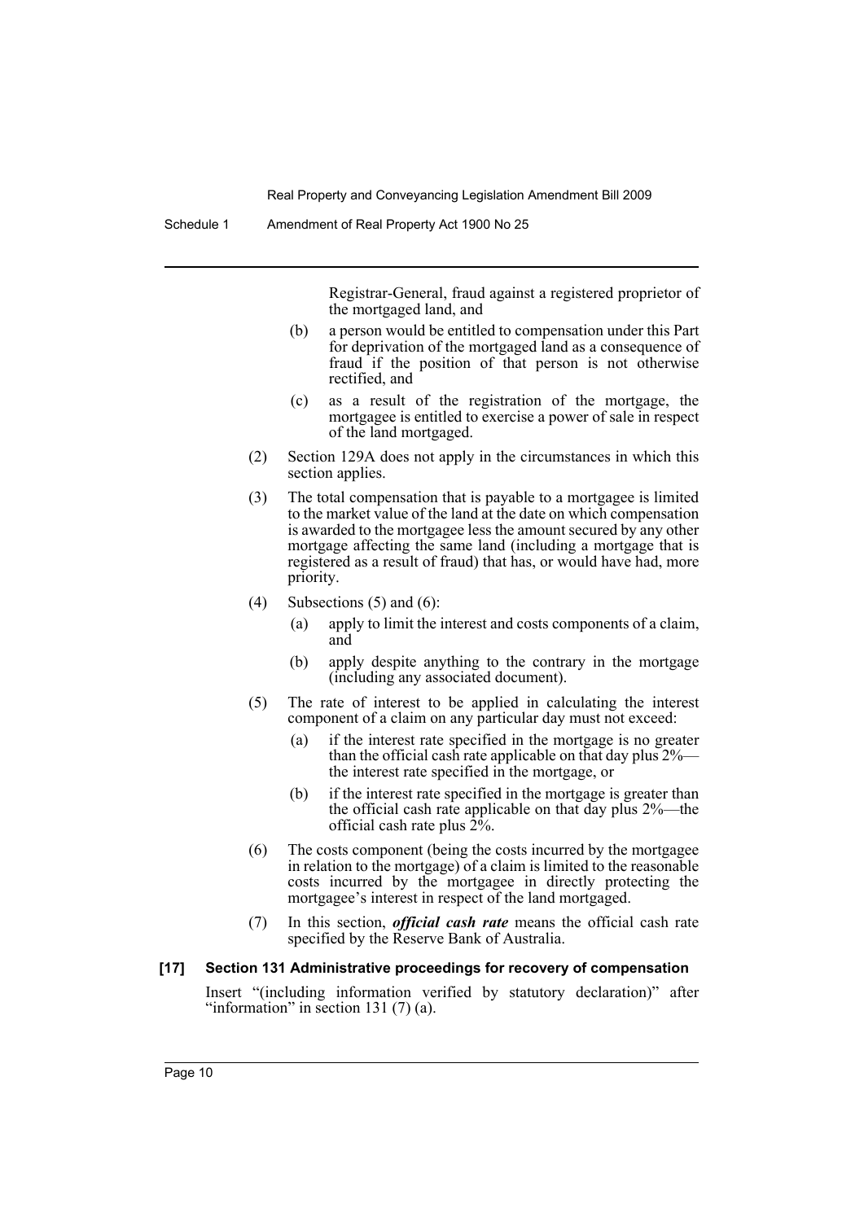Registrar-General, fraud against a registered proprietor of the mortgaged land, and

(b) a person would be entitled to compensation under this Part for deprivation of the mortgaged land as a consequence of fraud if the position of that person is not otherwise rectified, and

(c) as a result of the registration of the mortgage, the mortgagee is entitled to exercise a power of sale in respect of the land mortgaged.

(2) Section 129A does not apply in the circumstances in which this section applies.

(3) The total compensation that is payable to a mortgagee is limited to the market value of the land at the date on which compensation is awarded to the mortgagee less the amount secured by any other mortgage affecting the same land (including a mortgage that is registered as a result of fraud) that has, or would have had, more priority.

(4) Subsections (5) and (6):

(a) apply to limit the interest and costs components of a claim, and

(b) apply despite anything to the contrary in the mortgage (including any associated document).

(5) The rate of interest to be applied in calculating the interest component of a claim on any particular day must not exceed:

(a) if the interest rate specified in the mortgage is no greater than the official cash rate applicable on that day plus 2%—the interest rate specified in the mortgage, or

(b) if the interest rate specified in the mortgage is greater than the official cash rate applicable on that day plus 2%—the official cash rate plus 2%.

(6) The costs component (being the costs incurred by the mortgagee in relation to the mortgage) of a claim is limited to the reasonable costs incurred by the mortgagee in directly protecting the mortgagee's interest in respect of the land mortgaged.

(7) In this section, ***official cash rate*** means the official cash rate specified by the Reserve Bank of Australia.

### [17] Section 131 Administrative proceedings for recovery of compensation

Insert "(including information verified by statutory declaration)" after "information" in section 131 (7) (a).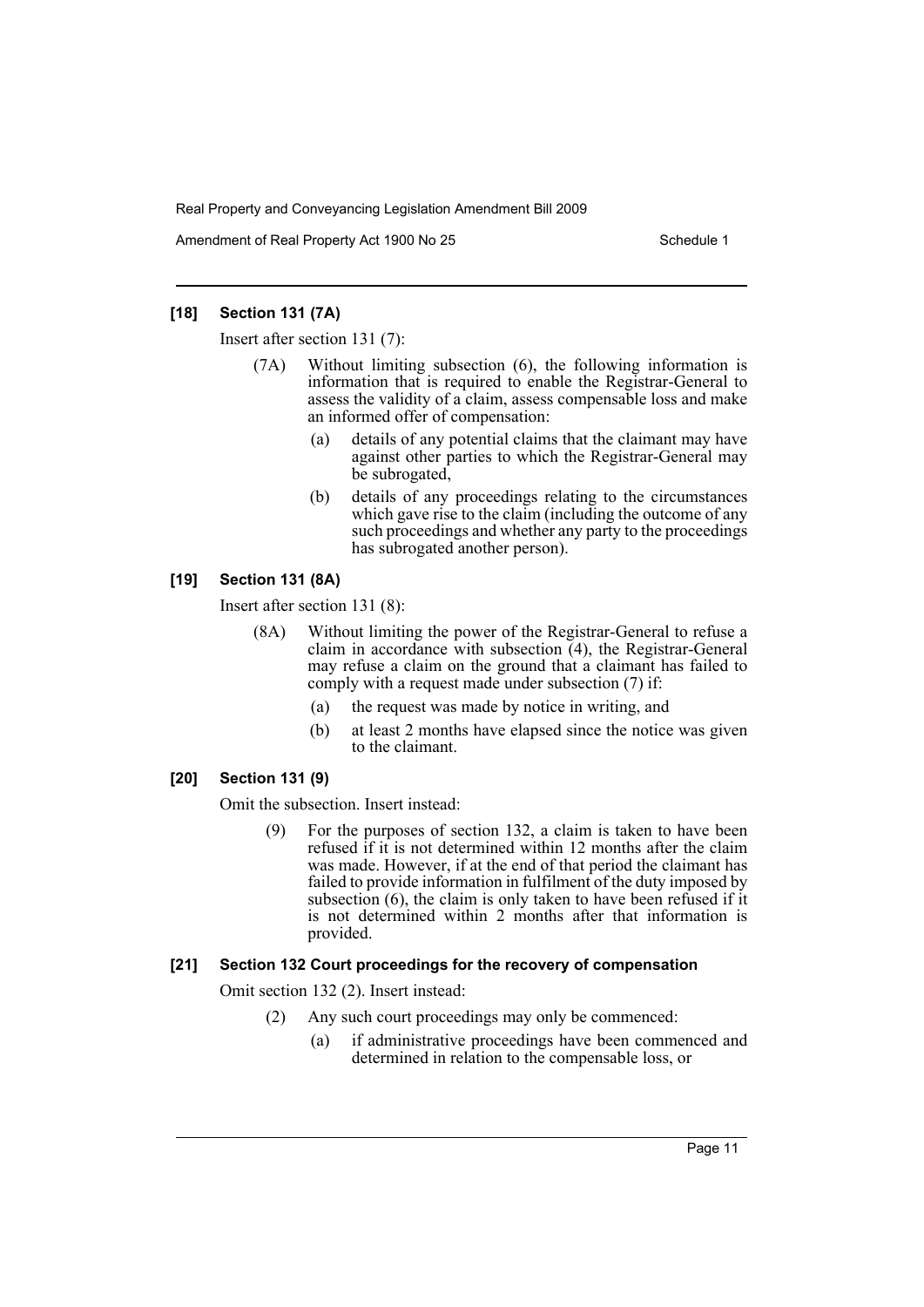### [18] Section 131 (7A)

Insert after section 131 (7):

(7A) Without limiting subsection (6), the following information is information that is required to enable the Registrar-General to assess the validity of a claim, assess compensable loss and make an informed offer of compensation:

(a) details of any potential claims that the claimant may have against other parties to which the Registrar-General may be subrogated,

(b) details of any proceedings relating to the circumstances which gave rise to the claim (including the outcome of any such proceedings and whether any party to the proceedings has subrogated another person).

### [19] Section 131 (8A)

Insert after section 131 (8):

(8A) Without limiting the power of the Registrar-General to refuse a claim in accordance with subsection (4), the Registrar-General may refuse a claim on the ground that a claimant has failed to comply with a request made under subsection (7) if:

(a) the request was made by notice in writing, and

(b) at least 2 months have elapsed since the notice was given to the claimant.

### [20] Section 131 (9)

Omit the subsection. Insert instead:

(9) For the purposes of section 132, a claim is taken to have been refused if it is not determined within 12 months after the claim was made. However, if at the end of that period the claimant has failed to provide information in fulfilment of the duty imposed by subsection (6), the claim is only taken to have been refused if it is not determined within 2 months after that information is provided.

### [21] Section 132 Court proceedings for the recovery of compensation

Omit section 132 (2). Insert instead:

(2) Any such court proceedings may only be commenced:

(a) if administrative proceedings have been commenced and determined in relation to the compensable loss, or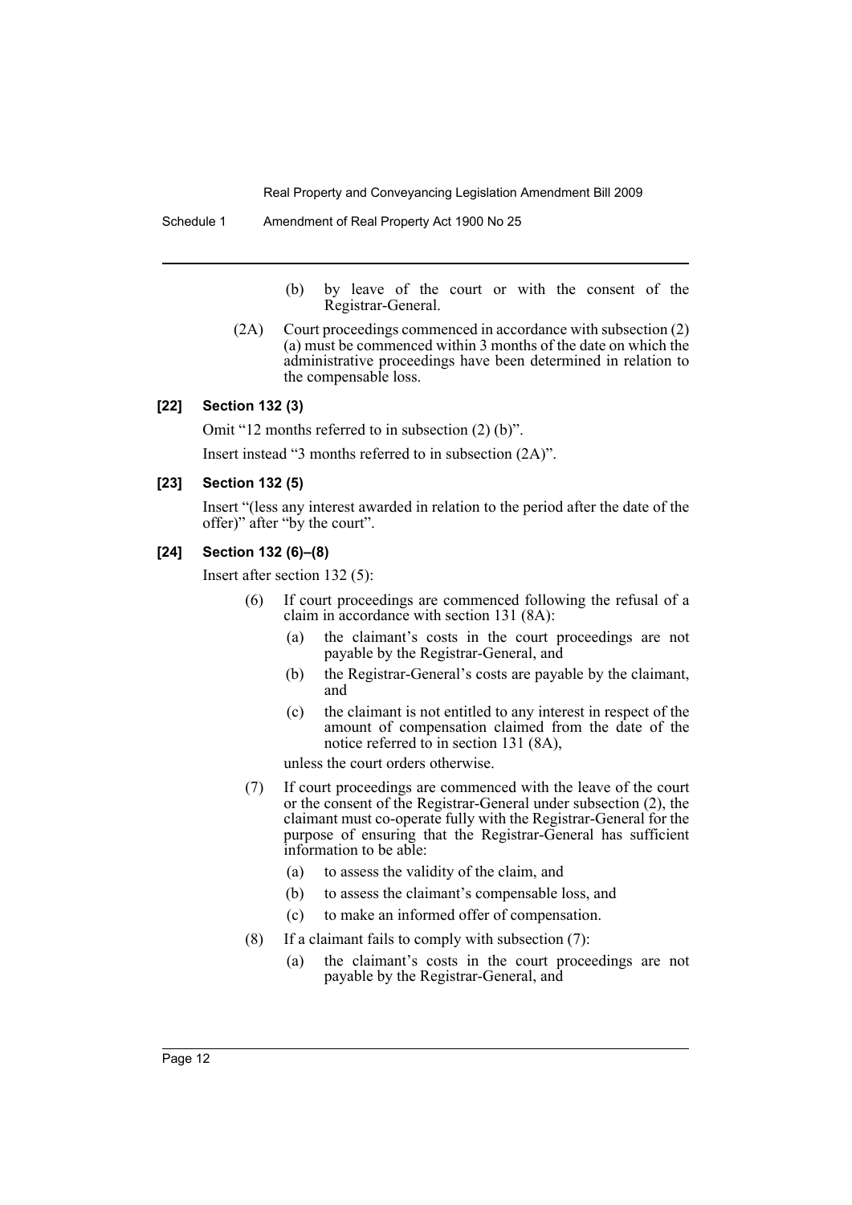(b) by leave of the court or with the consent of the Registrar-General.

(2A) Court proceedings commenced in accordance with subsection (2) (a) must be commenced within 3 months of the date on which the administrative proceedings have been determined in relation to the compensable loss.

**[22] Section 132 (3)**

Omit "12 months referred to in subsection (2) (b)".

Insert instead "3 months referred to in subsection (2A)".

**[23] Section 132 (5)**

Insert "(less any interest awarded in relation to the period after the date of the offer)" after "by the court".

**[24] Section 132 (6)–(8)**

Insert after section 132 (5):

(6) If court proceedings are commenced following the refusal of a claim in accordance with section 131 (8A):

(a) the claimant's costs in the court proceedings are not payable by the Registrar-General, and

(b) the Registrar-General's costs are payable by the claimant, and

(c) the claimant is not entitled to any interest in respect of the amount of compensation claimed from the date of the notice referred to in section 131 (8A),

unless the court orders otherwise.

(7) If court proceedings are commenced with the leave of the court or the consent of the Registrar-General under subsection (2), the claimant must co-operate fully with the Registrar-General for the purpose of ensuring that the Registrar-General has sufficient information to be able:

(a) to assess the validity of the claim, and

(b) to assess the claimant's compensable loss, and

(c) to make an informed offer of compensation.

(8) If a claimant fails to comply with subsection (7):

(a) the claimant's costs in the court proceedings are not payable by the Registrar-General, and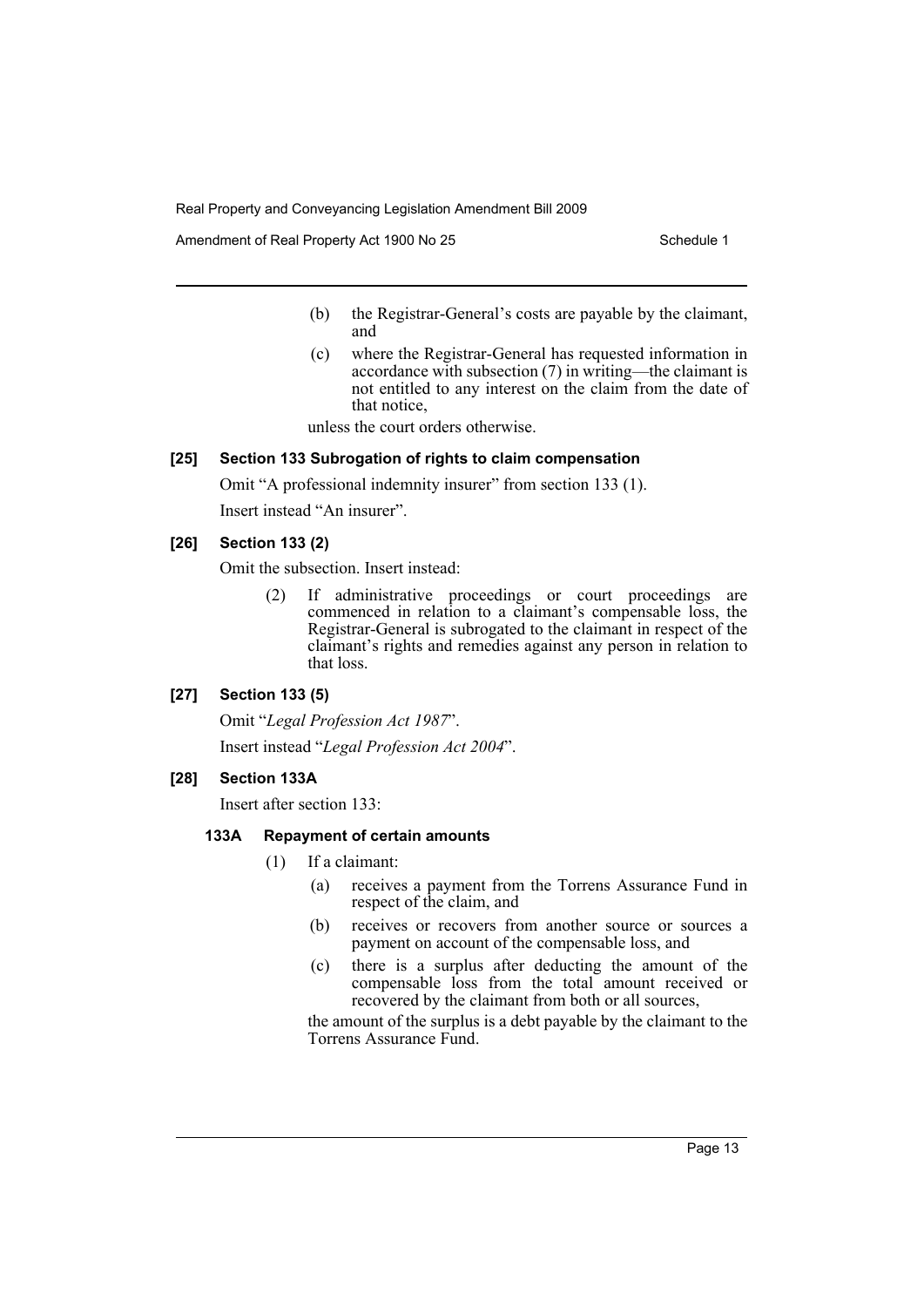(b) the Registrar-General's costs are payable by the claimant, and

(c) where the Registrar-General has requested information in accordance with subsection (7) in writing—the claimant is not entitled to any interest on the claim from the date of that notice,

unless the court orders otherwise.

**[25] Section 133 Subrogation of rights to claim compensation**

Omit "A professional indemnity insurer" from section 133 (1).

Insert instead "An insurer".

**[26] Section 133 (2)**

Omit the subsection. Insert instead:

(2) If administrative proceedings or court proceedings are commenced in relation to a claimant's compensable loss, the Registrar-General is subrogated to the claimant in respect of the claimant's rights and remedies against any person in relation to that loss.

**[27] Section 133 (5)**

Omit "*Legal Profession Act 1987*".

Insert instead "*Legal Profession Act 2004*".

**[28] Section 133A**

Insert after section 133:

**133A Repayment of certain amounts**

(1) If a claimant:

(a) receives a payment from the Torrens Assurance Fund in respect of the claim, and

(b) receives or recovers from another source or sources a payment on account of the compensable loss, and

(c) there is a surplus after deducting the amount of the compensable loss from the total amount received or recovered by the claimant from both or all sources,

the amount of the surplus is a debt payable by the claimant to the Torrens Assurance Fund.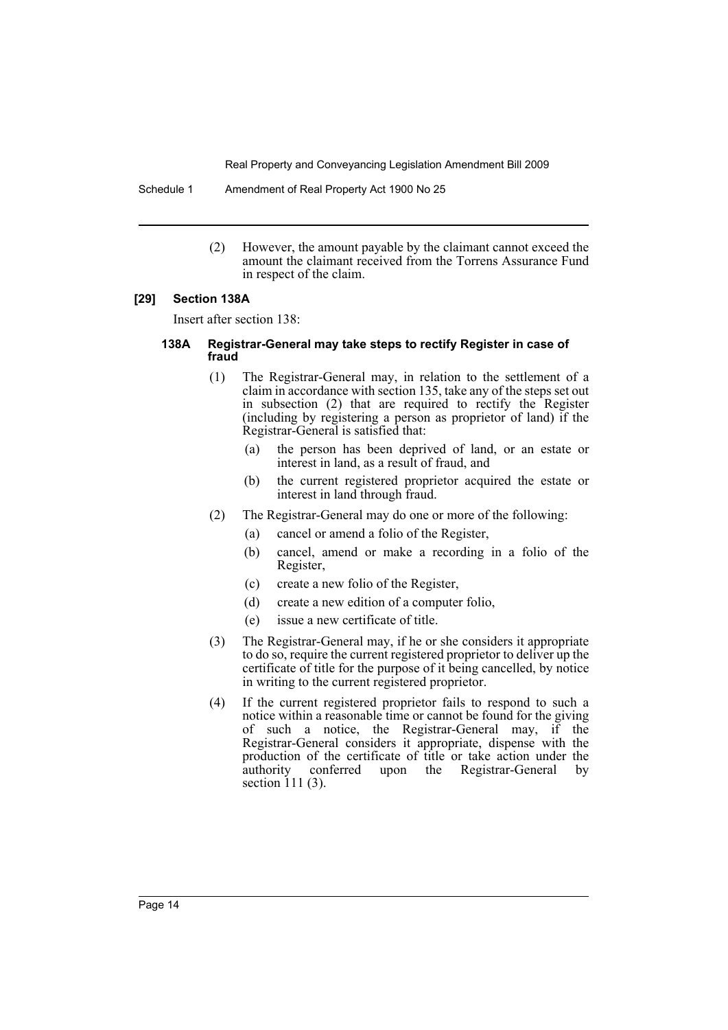(2) However, the amount payable by the claimant cannot exceed the amount the claimant received from the Torrens Assurance Fund in respect of the claim.

**[29] Section 138A**

Insert after section 138:

**138A Registrar-General may take steps to rectify Register in case of fraud**

(1) The Registrar-General may, in relation to the settlement of a claim in accordance with section 135, take any of the steps set out in subsection (2) that are required to rectify the Register (including by registering a person as proprietor of land) if the Registrar-General is satisfied that:

(a) the person has been deprived of land, or an estate or interest in land, as a result of fraud, and

(b) the current registered proprietor acquired the estate or interest in land through fraud.

(2) The Registrar-General may do one or more of the following:

(a) cancel or amend a folio of the Register,

(b) cancel, amend or make a recording in a folio of the Register,

(c) create a new folio of the Register,

(d) create a new edition of a computer folio,

(e) issue a new certificate of title.

(3) The Registrar-General may, if he or she considers it appropriate to do so, require the current registered proprietor to deliver up the certificate of title for the purpose of it being cancelled, by notice in writing to the current registered proprietor.

(4) If the current registered proprietor fails to respond to such a notice within a reasonable time or cannot be found for the giving of such a notice, the Registrar-General may, if the Registrar-General considers it appropriate, dispense with the production of the certificate of title or take action under the authority conferred upon the Registrar-General by section 111 (3).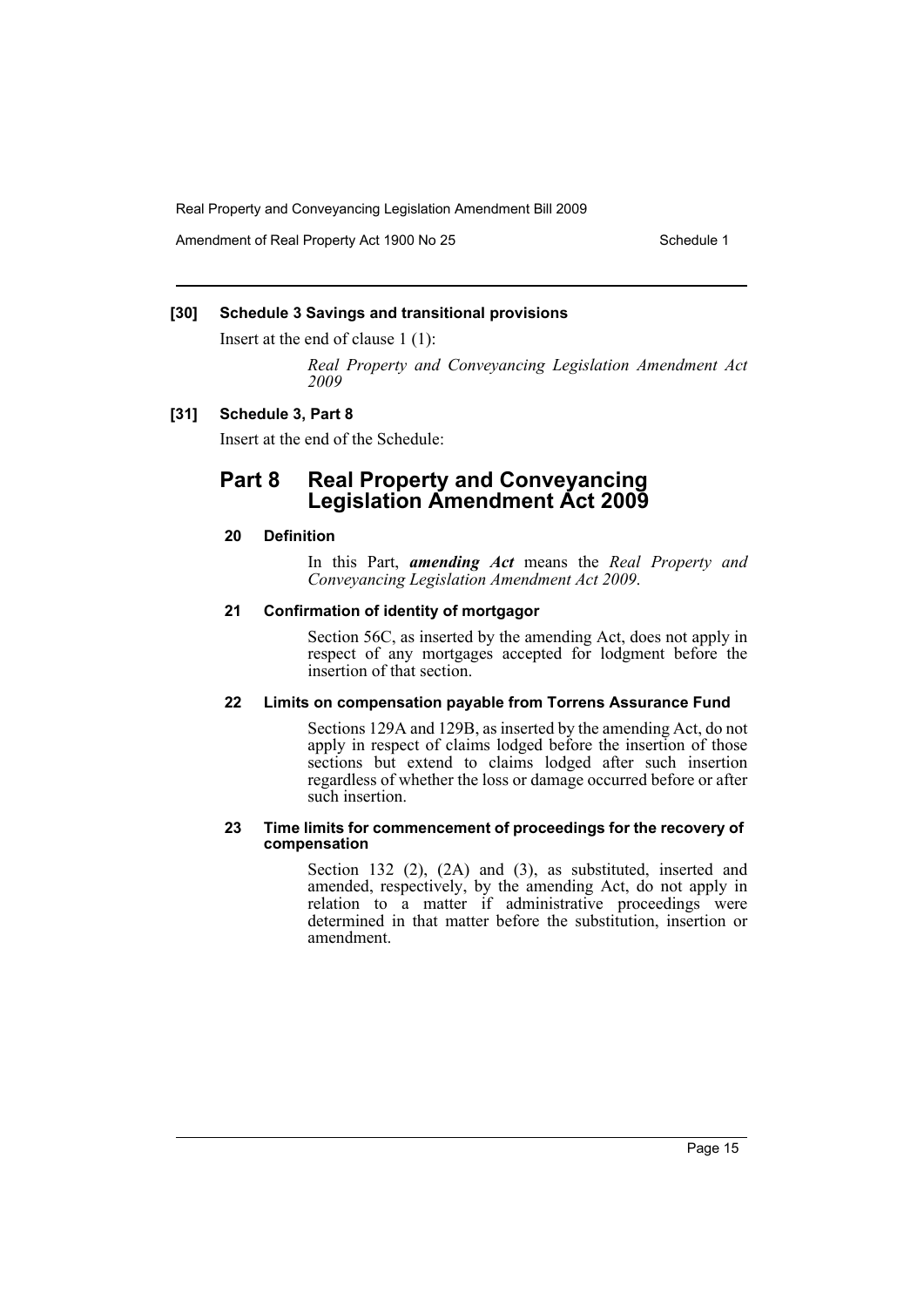**[30] Schedule 3 Savings and transitional provisions**

Insert at the end of clause 1 (1):

*Real Property and Conveyancing Legislation Amendment Act 2009*

**[31] Schedule 3, Part 8**

Insert at the end of the Schedule:

## Part 8 Real Property and Conveyancing Legislation Amendment Act 2009

### 20 Definition

In this Part, ***amending Act*** means the *Real Property and Conveyancing Legislation Amendment Act 2009*.

### 21 Confirmation of identity of mortgagor

Section 56C, as inserted by the amending Act, does not apply in respect of any mortgages accepted for lodgment before the insertion of that section.

### 22 Limits on compensation payable from Torrens Assurance Fund

Sections 129A and 129B, as inserted by the amending Act, do not apply in respect of claims lodged before the insertion of those sections but extend to claims lodged after such insertion regardless of whether the loss or damage occurred before or after such insertion.

### 23 Time limits for commencement of proceedings for the recovery of compensation

Section 132 (2), (2A) and (3), as substituted, inserted and amended, respectively, by the amending Act, do not apply in relation to a matter if administrative proceedings were determined in that matter before the substitution, insertion or amendment.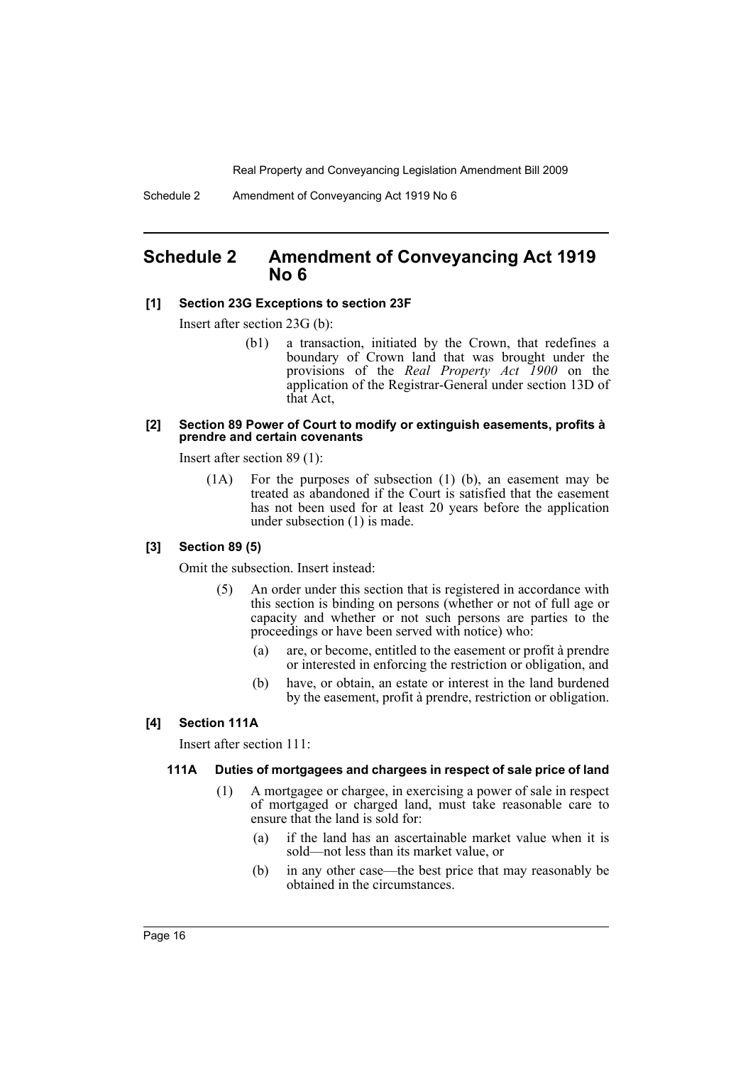# Schedule 2 Amendment of Conveyancing Act 1919 No 6

**[1] Section 23G Exceptions to section 23F**

Insert after section 23G (b):

> (b1) a transaction, initiated by the Crown, that redefines a boundary of Crown land that was brought under the provisions of the *Real Property Act 1900* on the application of the Registrar-General under section 13D of that Act,

**[2] Section 89 Power of Court to modify or extinguish easements, profits à prendre and certain covenants**

Insert after section 89 (1):

> (1A) For the purposes of subsection (1) (b), an easement may be treated as abandoned if the Court is satisfied that the easement has not been used for at least 20 years before the application under subsection (1) is made.

**[3] Section 89 (5)**

Omit the subsection. Insert instead:

> (5) An order under this section that is registered in accordance with this section is binding on persons (whether or not of full age or capacity and whether or not such persons are parties to the proceedings or have been served with notice) who:
>
> (a) are, or become, entitled to the easement or profit à prendre or interested in enforcing the restriction or obligation, and
>
> (b) have, or obtain, an estate or interest in the land burdened by the easement, profit à prendre, restriction or obligation.

**[4] Section 111A**

Insert after section 111:

> **111A Duties of mortgagees and chargees in respect of sale price of land**
>
> (1) A mortgagee or chargee, in exercising a power of sale in respect of mortgaged or charged land, must take reasonable care to ensure that the land is sold for:
>
> (a) if the land has an ascertainable market value when it is sold—not less than its market value, or
>
> (b) in any other case—the best price that may reasonably be obtained in the circumstances.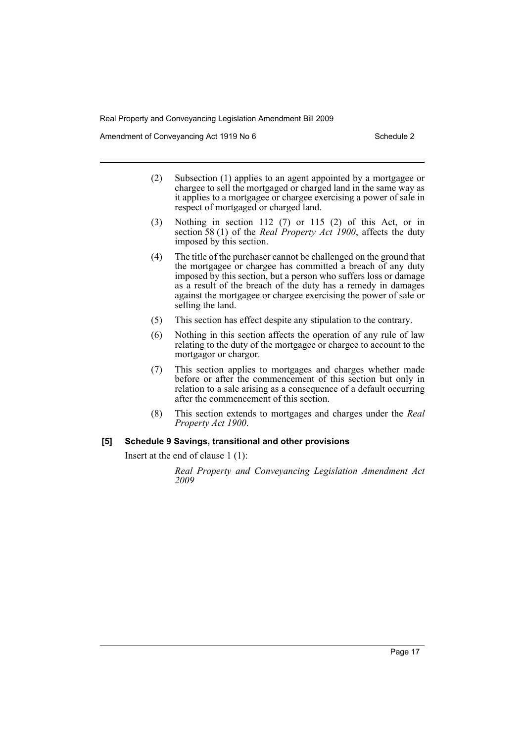(2) Subsection (1) applies to an agent appointed by a mortgagee or chargee to sell the mortgaged or charged land in the same way as it applies to a mortgagee or chargee exercising a power of sale in respect of mortgaged or charged land.

(3) Nothing in section 112 (7) or 115 (2) of this Act, or in section 58 (1) of the *Real Property Act 1900*, affects the duty imposed by this section.

(4) The title of the purchaser cannot be challenged on the ground that the mortgagee or chargee has committed a breach of any duty imposed by this section, but a person who suffers loss or damage as a result of the breach of the duty has a remedy in damages against the mortgagee or chargee exercising the power of sale or selling the land.

(5) This section has effect despite any stipulation to the contrary.

(6) Nothing in this section affects the operation of any rule of law relating to the duty of the mortgagee or chargee to account to the mortgagor or chargor.

(7) This section applies to mortgages and charges whether made before or after the commencement of this section but only in relation to a sale arising as a consequence of a default occurring after the commencement of this section.

(8) This section extends to mortgages and charges under the *Real Property Act 1900*.

### [5] Schedule 9 Savings, transitional and other provisions

Insert at the end of clause 1 (1):

*Real Property and Conveyancing Legislation Amendment Act 2009*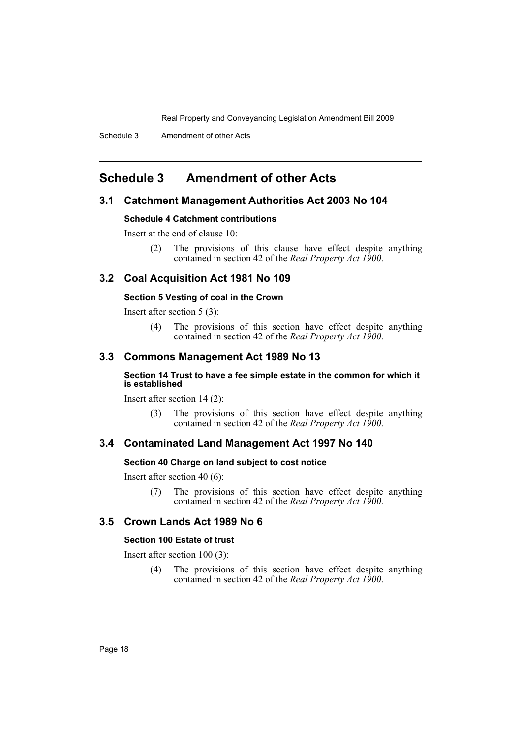# Schedule 3 Amendment of other Acts

## 3.1 Catchment Management Authorities Act 2003 No 104

### Schedule 4 Catchment contributions

Insert at the end of clause 10:

> (2) The provisions of this clause have effect despite anything contained in section 42 of the *Real Property Act 1900*.

## 3.2 Coal Acquisition Act 1981 No 109

### Section 5 Vesting of coal in the Crown

Insert after section 5 (3):

> (4) The provisions of this section have effect despite anything contained in section 42 of the *Real Property Act 1900*.

## 3.3 Commons Management Act 1989 No 13

### Section 14 Trust to have a fee simple estate in the common for which it is established

Insert after section 14 (2):

> (3) The provisions of this section have effect despite anything contained in section 42 of the *Real Property Act 1900*.

## 3.4 Contaminated Land Management Act 1997 No 140

### Section 40 Charge on land subject to cost notice

Insert after section 40 (6):

> (7) The provisions of this section have effect despite anything contained in section 42 of the *Real Property Act 1900*.

## 3.5 Crown Lands Act 1989 No 6

### Section 100 Estate of trust

Insert after section 100 (3):

> (4) The provisions of this section have effect despite anything contained in section 42 of the *Real Property Act 1900*.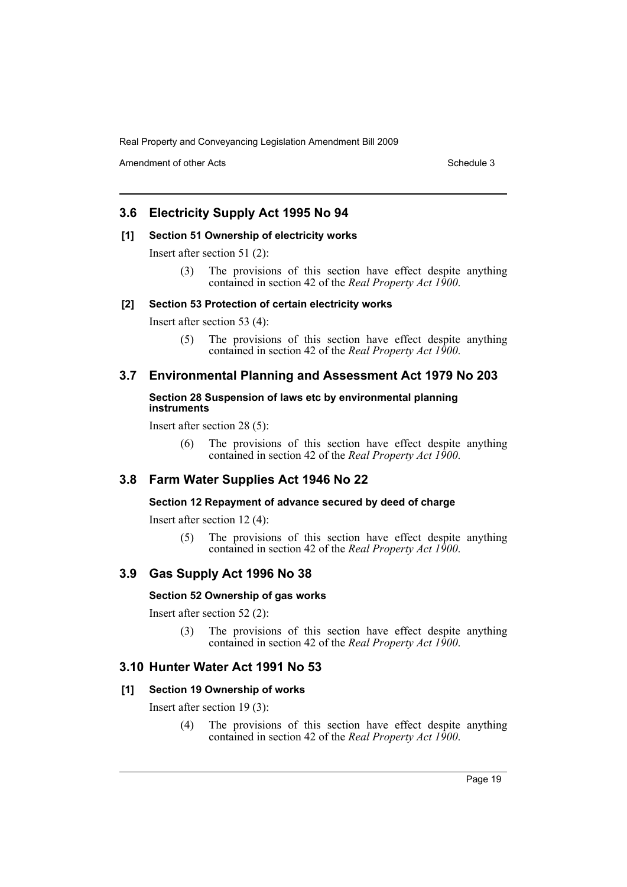## 3.6 Electricity Supply Act 1995 No 94

**[1] Section 51 Ownership of electricity works**

Insert after section 51 (2):

(3) The provisions of this section have effect despite anything contained in section 42 of the *Real Property Act 1900*.

**[2] Section 53 Protection of certain electricity works**

Insert after section 53 (4):

(5) The provisions of this section have effect despite anything contained in section 42 of the *Real Property Act 1900*.

## 3.7 Environmental Planning and Assessment Act 1979 No 203

**Section 28 Suspension of laws etc by environmental planning instruments**

Insert after section 28 (5):

(6) The provisions of this section have effect despite anything contained in section 42 of the *Real Property Act 1900*.

## 3.8 Farm Water Supplies Act 1946 No 22

**Section 12 Repayment of advance secured by deed of charge**

Insert after section 12 (4):

(5) The provisions of this section have effect despite anything contained in section 42 of the *Real Property Act 1900*.

## 3.9 Gas Supply Act 1996 No 38

**Section 52 Ownership of gas works**

Insert after section 52 (2):

(3) The provisions of this section have effect despite anything contained in section 42 of the *Real Property Act 1900*.

## 3.10 Hunter Water Act 1991 No 53

**[1] Section 19 Ownership of works**

Insert after section 19 (3):

(4) The provisions of this section have effect despite anything contained in section 42 of the *Real Property Act 1900*.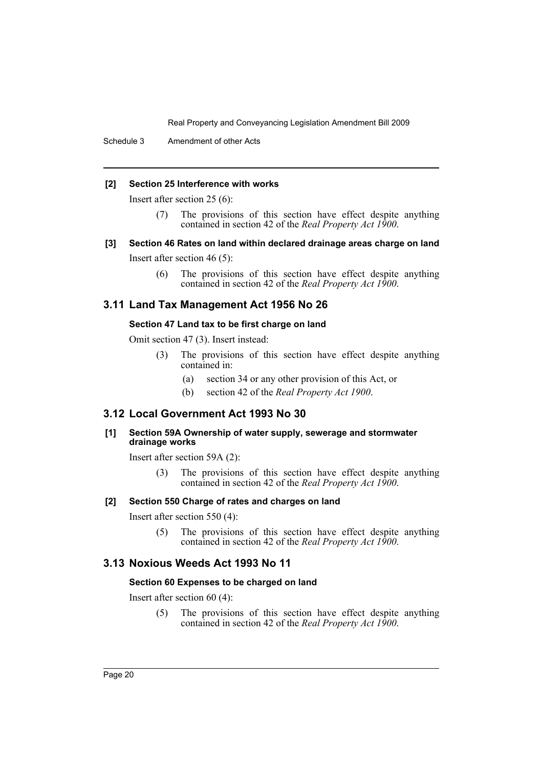**[2] Section 25 Interference with works**

Insert after section 25 (6):

> (7) The provisions of this section have effect despite anything contained in section 42 of the *Real Property Act 1900*.

**[3] Section 46 Rates on land within declared drainage areas charge on land**

Insert after section 46 (5):

> (6) The provisions of this section have effect despite anything contained in section 42 of the *Real Property Act 1900*.

## 3.11 Land Tax Management Act 1956 No 26

**Section 47 Land tax to be first charge on land**

Omit section 47 (3). Insert instead:

> (3) The provisions of this section have effect despite anything contained in:
>
> (a) section 34 or any other provision of this Act, or
>
> (b) section 42 of the *Real Property Act 1900*.

## 3.12 Local Government Act 1993 No 30

**[1] Section 59A Ownership of water supply, sewerage and stormwater drainage works**

Insert after section 59A (2):

> (3) The provisions of this section have effect despite anything contained in section 42 of the *Real Property Act 1900*.

**[2] Section 550 Charge of rates and charges on land**

Insert after section 550 (4):

> (5) The provisions of this section have effect despite anything contained in section 42 of the *Real Property Act 1900*.

## 3.13 Noxious Weeds Act 1993 No 11

**Section 60 Expenses to be charged on land**

Insert after section 60 (4):

> (5) The provisions of this section have effect despite anything contained in section 42 of the *Real Property Act 1900*.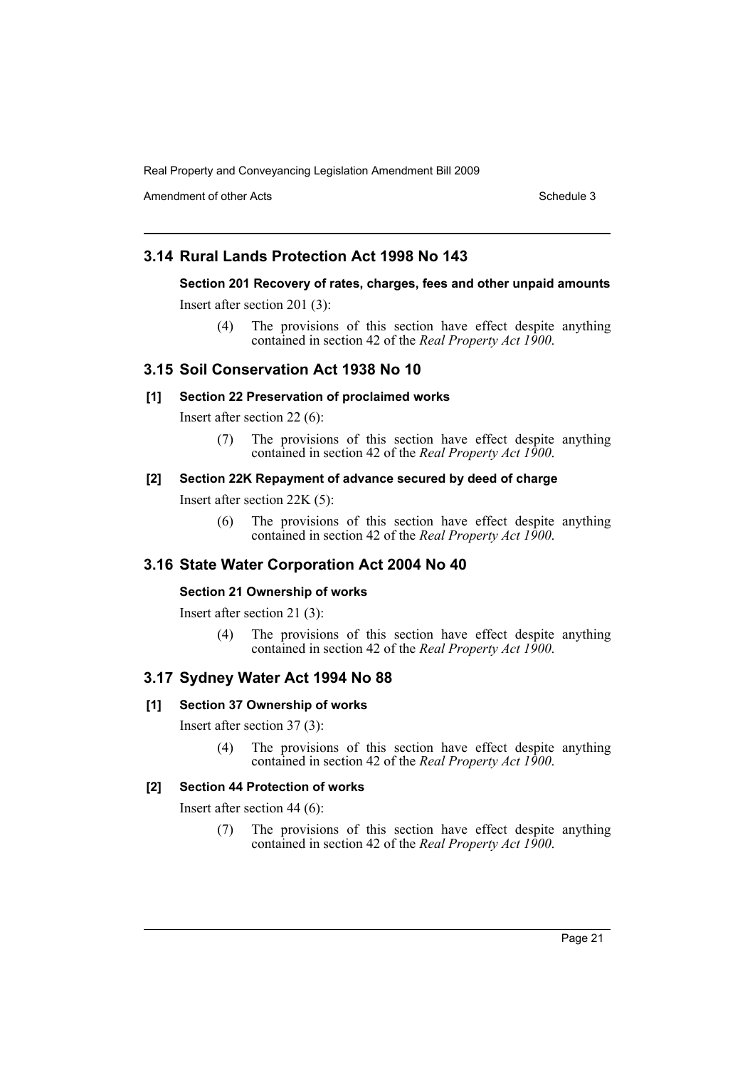## 3.14 Rural Lands Protection Act 1998 No 143

### Section 201 Recovery of rates, charges, fees and other unpaid amounts

Insert after section 201 (3):

> (4) The provisions of this section have effect despite anything contained in section 42 of the *Real Property Act 1900*.

## 3.15 Soil Conservation Act 1938 No 10

### [1] Section 22 Preservation of proclaimed works

Insert after section 22 (6):

> (7) The provisions of this section have effect despite anything contained in section 42 of the *Real Property Act 1900*.

### [2] Section 22K Repayment of advance secured by deed of charge

Insert after section 22K (5):

> (6) The provisions of this section have effect despite anything contained in section 42 of the *Real Property Act 1900*.

## 3.16 State Water Corporation Act 2004 No 40

### Section 21 Ownership of works

Insert after section 21 (3):

> (4) The provisions of this section have effect despite anything contained in section 42 of the *Real Property Act 1900*.

## 3.17 Sydney Water Act 1994 No 88

### [1] Section 37 Ownership of works

Insert after section 37 (3):

> (4) The provisions of this section have effect despite anything contained in section 42 of the *Real Property Act 1900*.

### [2] Section 44 Protection of works

Insert after section 44 (6):

> (7) The provisions of this section have effect despite anything contained in section 42 of the *Real Property Act 1900*.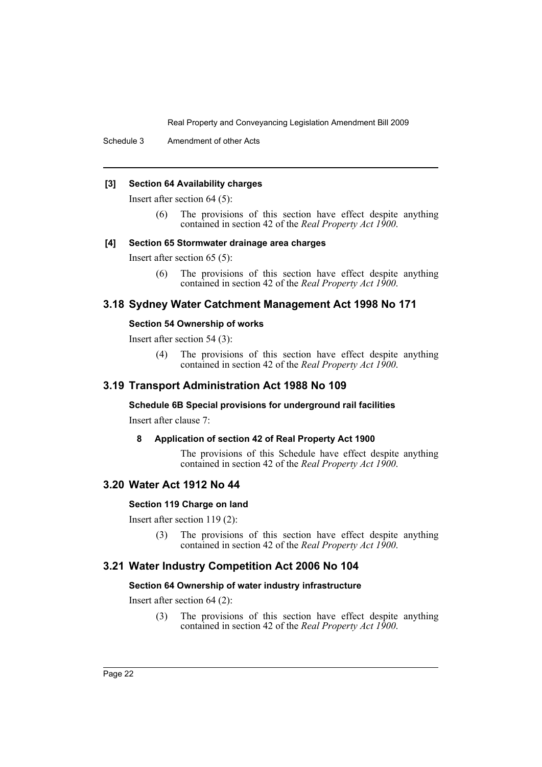#### [3] Section 64 Availability charges

Insert after section 64 (5):

> (6) The provisions of this section have effect despite anything contained in section 42 of the *Real Property Act 1900*.

#### [4] Section 65 Stormwater drainage area charges

Insert after section 65 (5):

> (6) The provisions of this section have effect despite anything contained in section 42 of the *Real Property Act 1900*.

## 3.18 Sydney Water Catchment Management Act 1998 No 171

#### Section 54 Ownership of works

Insert after section 54 (3):

> (4) The provisions of this section have effect despite anything contained in section 42 of the *Real Property Act 1900*.

## 3.19 Transport Administration Act 1988 No 109

#### Schedule 6B Special provisions for underground rail facilities

Insert after clause 7:

> **8 Application of section 42 of Real Property Act 1900**
>
> The provisions of this Schedule have effect despite anything contained in section 42 of the *Real Property Act 1900*.

## 3.20 Water Act 1912 No 44

#### Section 119 Charge on land

Insert after section 119 (2):

> (3) The provisions of this section have effect despite anything contained in section 42 of the *Real Property Act 1900*.

## 3.21 Water Industry Competition Act 2006 No 104

#### Section 64 Ownership of water industry infrastructure

Insert after section 64 (2):

> (3) The provisions of this section have effect despite anything contained in section 42 of the *Real Property Act 1900*.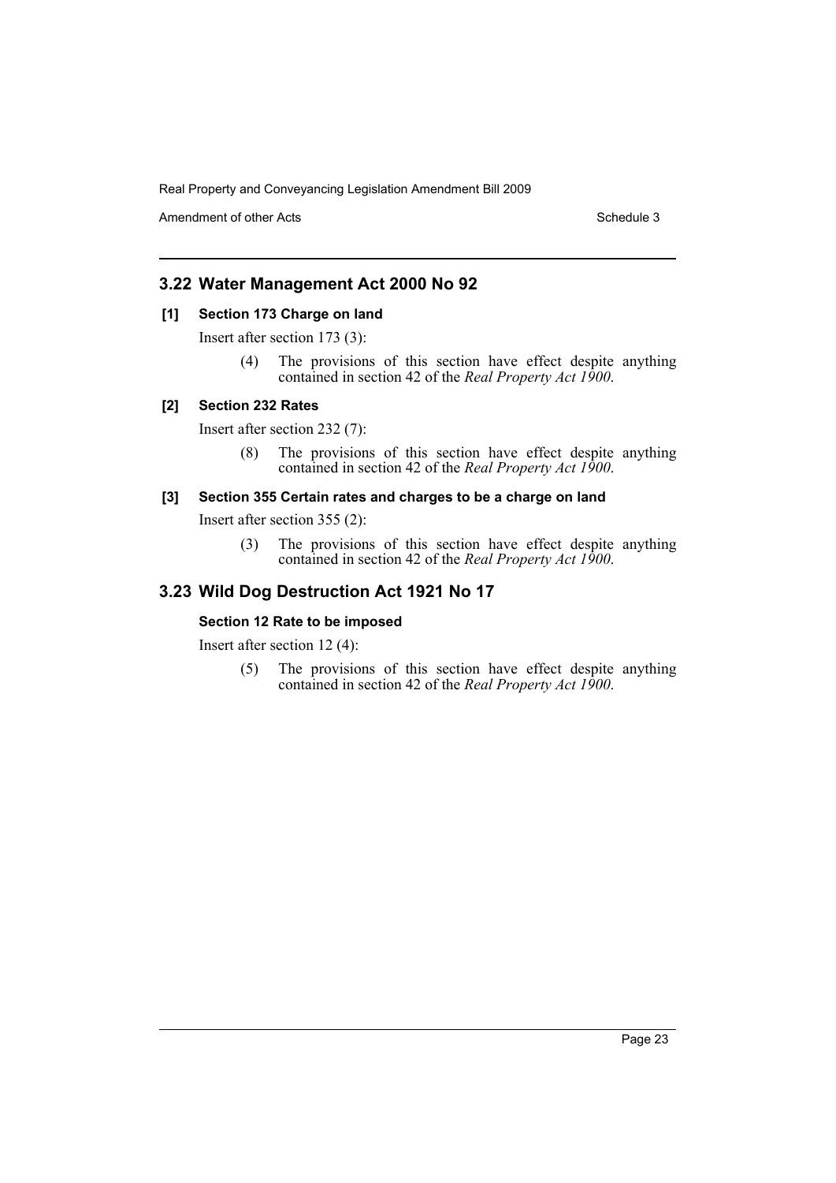## 3.22 Water Management Act 2000 No 92

### [1] Section 173 Charge on land

Insert after section 173 (3):

(4) The provisions of this section have effect despite anything contained in section 42 of the *Real Property Act 1900*.

### [2] Section 232 Rates

Insert after section 232 (7):

(8) The provisions of this section have effect despite anything contained in section 42 of the *Real Property Act 1900*.

### [3] Section 355 Certain rates and charges to be a charge on land

Insert after section 355 (2):

(3) The provisions of this section have effect despite anything contained in section 42 of the *Real Property Act 1900*.

## 3.23 Wild Dog Destruction Act 1921 No 17

### Section 12 Rate to be imposed

Insert after section 12 (4):

(5) The provisions of this section have effect despite anything contained in section 42 of the *Real Property Act 1900*.